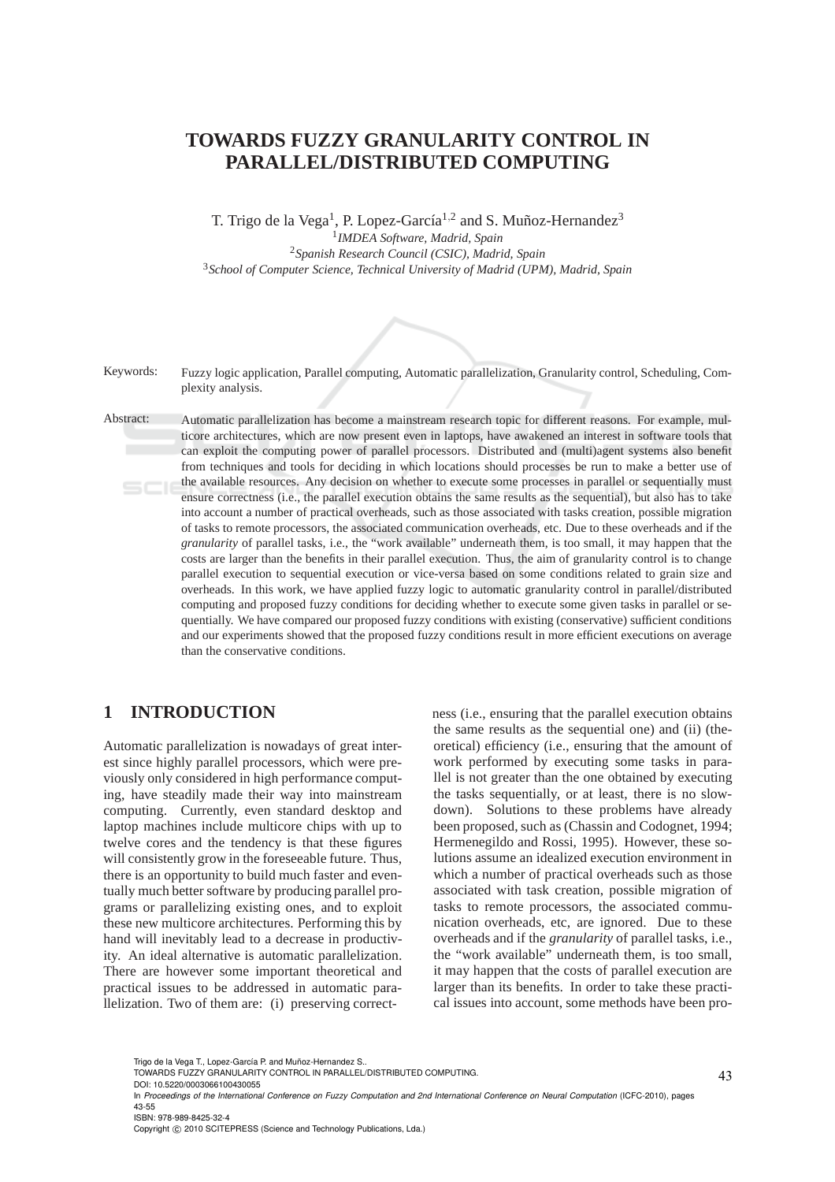# TOWARDS FUZZY GRANULARITY CONTROL IN PARALLEL/DISTRIBUTED COMPUTING

T. Trigo de la Vega[1], P. Lopez-García[1,2] and S. Muñoz-Hernandez[3]

[1]*IMDEA Software, Madrid, Spain*
[2]*Spanish Research Council (CSIC), Madrid, Spain*
[3]*School of Computer Science, Technical University of Madrid (UPM), Madrid, Spain*

Keywords: Fuzzy logic application, Parallel computing, Automatic parallelization, Granularity control, Scheduling, Complexity analysis.

Abstract: Automatic parallelization has become a mainstream research topic for different reasons. For example, multicore architectures, which are now present even in laptops, have awakened an interest in software tools that can exploit the computing power of parallel processors. Distributed and (multi)agent systems also benefit from techniques and tools for deciding in which locations should processes be run to make a better use of the available resources. Any decision on whether to execute some processes in parallel or sequentially must ensure correctness (i.e., the parallel execution obtains the same results as the sequential), but also has to take into account a number of practical overheads, such as those associated with tasks creation, possible migration of tasks to remote processors, the associated communication overheads, etc. Due to these overheads and if the *granularity* of parallel tasks, i.e., the "work available" underneath them, is too small, it may happen that the costs are larger than the benefits in their parallel execution. Thus, the aim of granularity control is to change parallel execution to sequential execution or vice-versa based on some conditions related to grain size and overheads. In this work, we have applied fuzzy logic to automatic granularity control in parallel/distributed computing and proposed fuzzy conditions for deciding whether to execute some given tasks in parallel or sequentially. We have compared our proposed fuzzy conditions with existing (conservative) sufficient conditions and our experiments showed that the proposed fuzzy conditions result in more efficient executions on average than the conservative conditions.

## 1 INTRODUCTION

Automatic parallelization is nowadays of great interest since highly parallel processors, which were previously only considered in high performance computing, have steadily made their way into mainstream computing. Currently, even standard desktop and laptop machines include multicore chips with up to twelve cores and the tendency is that these figures will consistently grow in the foreseeable future. Thus, there is an opportunity to build much faster and eventually much better software by producing parallel programs or parallelizing existing ones, and to exploit these new multicore architectures. Performing this by hand will inevitably lead to a decrease in productivity. An ideal alternative is automatic parallelization. There are however some important theoretical and practical issues to be addressed in automatic parallelization. Two of them are: (i) preserving correctness (i.e., ensuring that the parallel execution obtains the same results as the sequential one) and (ii) (theoretical) efficiency (i.e., ensuring that the amount of work performed by executing some tasks in parallel is not greater than the one obtained by executing the tasks sequentially, or at least, there is no slowdown). Solutions to these problems have already been proposed, such as (Chassin and Codognet, 1994; Hermenegildo and Rossi, 1995). However, these solutions assume an idealized execution environment in which a number of practical overheads such as those associated with task creation, possible migration of tasks to remote processors, the associated communication overheads, etc, are ignored. Due to these overheads and if the *granularity* of parallel tasks, i.e., the "work available" underneath them, is too small, it may happen that the costs of parallel execution are larger than its benefits. In order to take these practical issues into account, some methods have been pro-

Trigo de la Vega T., Lopez-García P. and Muñoz-Hernandez S..
TOWARDS FUZZY GRANULARITY CONTROL IN PARALLEL/DISTRIBUTED COMPUTING.
DOI: 10.5220/0003066100430055
In *Proceedings of the International Conference on Fuzzy Computation and 2nd International Conference on Neural Computation* (ICFC-2010), pages 43-55
ISBN: 978-989-8425-32-4
Copyright © 2010 SCITEPRESS (Science and Technology Publications, Lda.)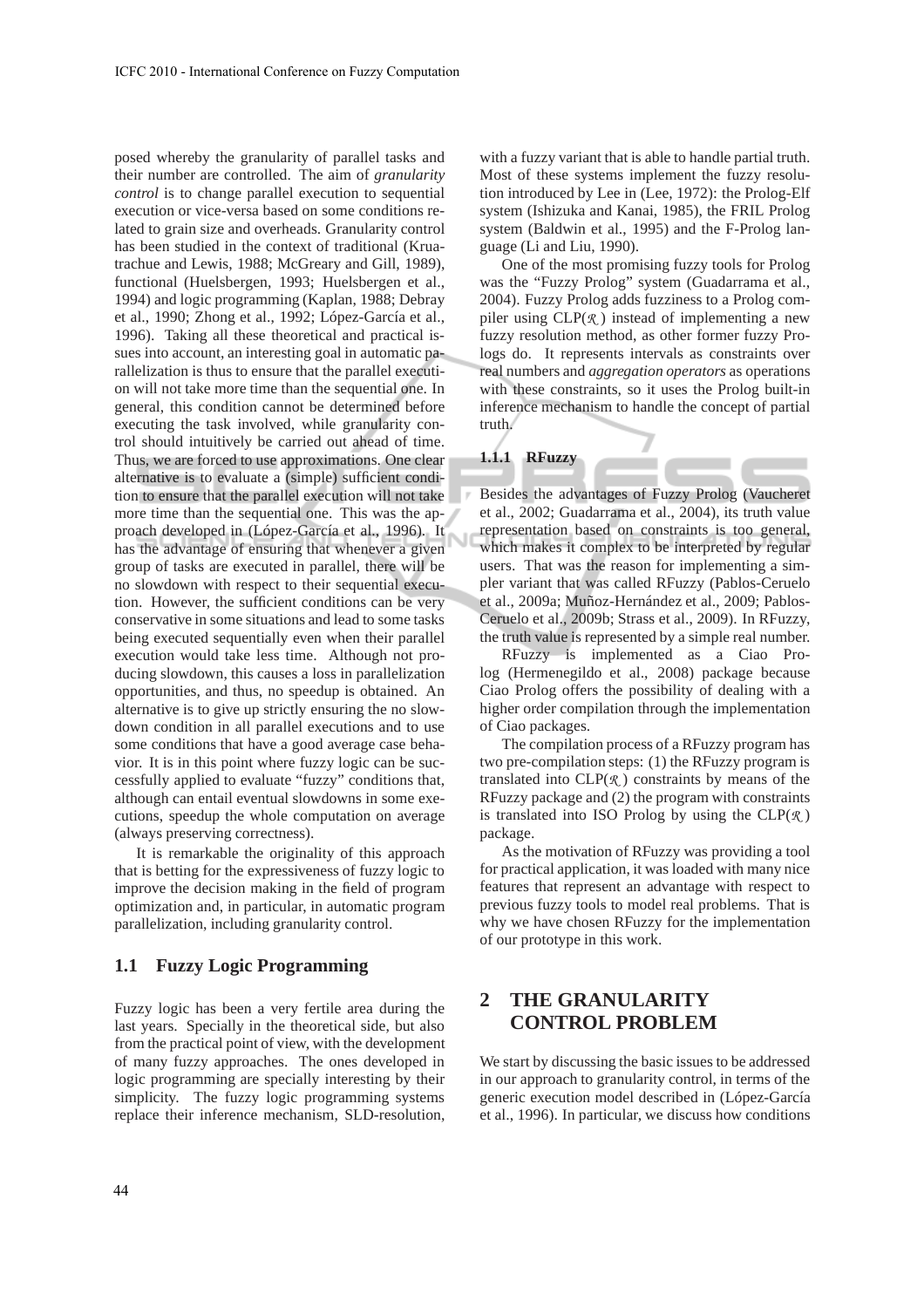posed whereby the granularity of parallel tasks and their number are controlled. The aim of *granularity control* is to change parallel execution to sequential execution or vice-versa based on some conditions related to grain size and overheads. Granularity control has been studied in the context of traditional (Kruatrachue and Lewis, 1988; McGreary and Gill, 1989), functional (Huelsbergen, 1993; Huelsbergen et al., 1994) and logic programming (Kaplan, 1988; Debray et al., 1990; Zhong et al., 1992; López-García et al., 1996). Taking all these theoretical and practical issues into account, an interesting goal in automatic parallelization is thus to ensure that the parallel execution will not take more time than the sequential one. In general, this condition cannot be determined before executing the task involved, while granularity control should intuitively be carried out ahead of time. Thus, we are forced to use approximations. One clear alternative is to evaluate a (simple) sufficient condition to ensure that the parallel execution will not take more time than the sequential one. This was the approach developed in (López-García et al., 1996). It has the advantage of ensuring that whenever a given group of tasks are executed in parallel, there will be no slowdown with respect to their sequential execution. However, the sufficient conditions can be very conservative in some situations and lead to some tasks being executed sequentially even when their parallel execution would take less time. Although not producing slowdown, this causes a loss in parallelization opportunities, and thus, no speedup is obtained. An alternative is to give up strictly ensuring the no slowdown condition in all parallel executions and to use some conditions that have a good average case behavior. It is in this point where fuzzy logic can be successfully applied to evaluate "fuzzy" conditions that, although can entail eventual slowdowns in some executions, speedup the whole computation on average (always preserving correctness).

It is remarkable the originality of this approach that is betting for the expressiveness of fuzzy logic to improve the decision making in the field of program optimization and, in particular, in automatic program parallelization, including granularity control.

## 1.1 Fuzzy Logic Programming

Fuzzy logic has been a very fertile area during the last years. Specially in the theoretical side, but also from the practical point of view, with the development of many fuzzy approaches. The ones developed in logic programming are specially interesting by their simplicity. The fuzzy logic programming systems replace their inference mechanism, SLD-resolution, with a fuzzy variant that is able to handle partial truth. Most of these systems implement the fuzzy resolution introduced by Lee in (Lee, 1972): the Prolog-Elf system (Ishizuka and Kanai, 1985), the FRIL Prolog system (Baldwin et al., 1995) and the F-Prolog language (Li and Liu, 1990).

One of the most promising fuzzy tools for Prolog was the "Fuzzy Prolog" system (Guadarrama et al., 2004). Fuzzy Prolog adds fuzziness to a Prolog compiler using CLP($\mathcal{R}$) instead of implementing a new fuzzy resolution method, as other former fuzzy Prologs do. It represents intervals as constraints over real numbers and *aggregation operators* as operations with these constraints, so it uses the Prolog built-in inference mechanism to handle the concept of partial truth.

### 1.1.1 RFuzzy

Besides the advantages of Fuzzy Prolog (Vaucheret et al., 2002; Guadarrama et al., 2004), its truth value representation based on constraints is too general, which makes it complex to be interpreted by regular users. That was the reason for implementing a simpler variant that was called RFuzzy (Pablos-Ceruelo et al., 2009a; Muñoz-Hernández et al., 2009; Pablos-Ceruelo et al., 2009b; Strass et al., 2009). In RFuzzy, the truth value is represented by a simple real number.

RFuzzy is implemented as a Ciao Prolog (Hermenegildo et al., 2008) package because Ciao Prolog offers the possibility of dealing with a higher order compilation through the implementation of Ciao packages.

The compilation process of a RFuzzy program has two pre-compilation steps: (1) the RFuzzy program is translated into CLP($\mathcal{R}$) constraints by means of the RFuzzy package and (2) the program with constraints is translated into ISO Prolog by using the CLP($\mathcal{R}$) package.

As the motivation of RFuzzy was providing a tool for practical application, it was loaded with many nice features that represent an advantage with respect to previous fuzzy tools to model real problems. That is why we have chosen RFuzzy for the implementation of our prototype in this work.

# 2 THE GRANULARITY CONTROL PROBLEM

We start by discussing the basic issues to be addressed in our approach to granularity control, in terms of the generic execution model described in (López-García et al., 1996). In particular, we discuss how conditions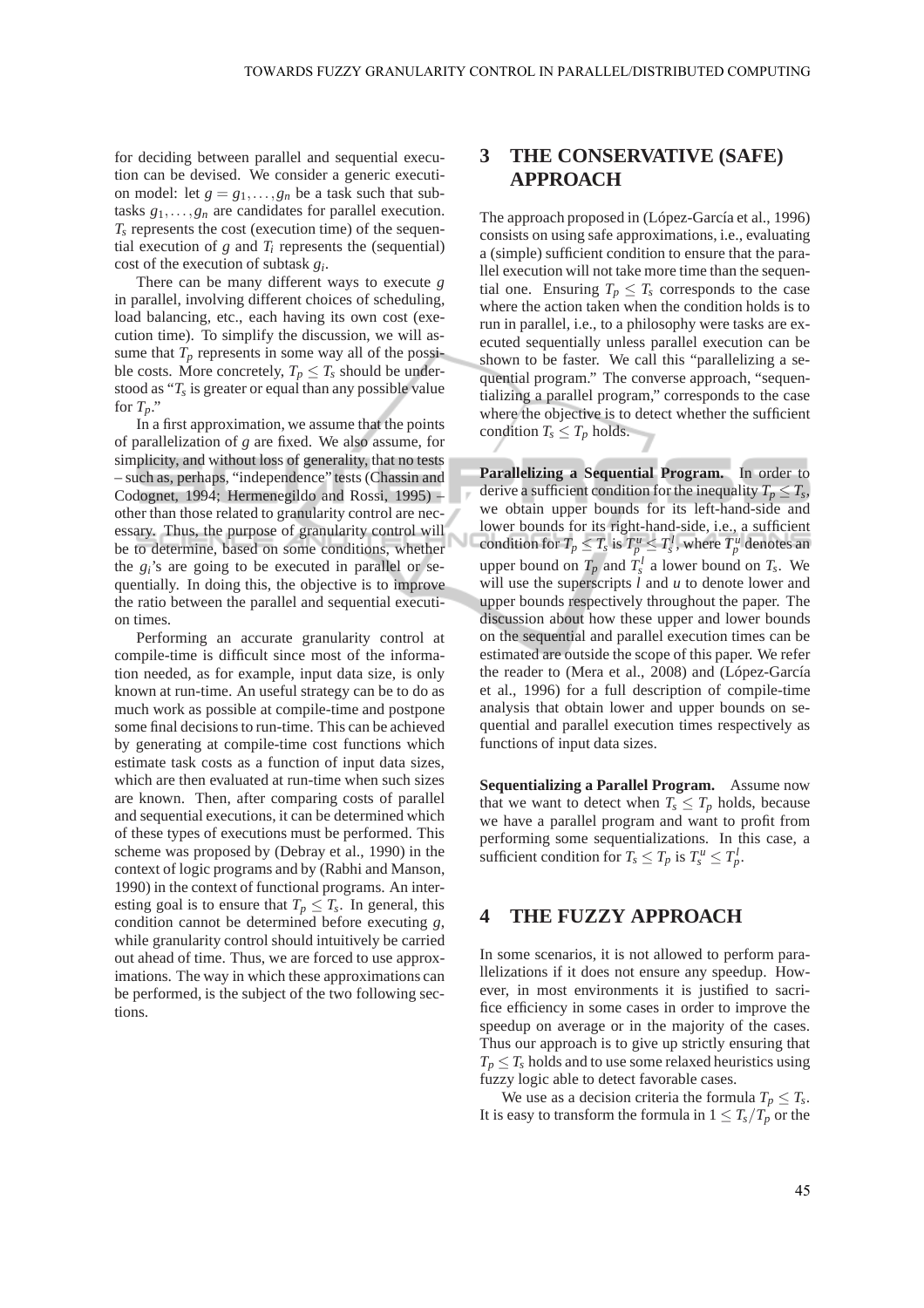for deciding between parallel and sequential execution can be devised. We consider a generic execution model: let $g = g_1, \ldots, g_n$ be a task such that subtasks $g_1, \ldots, g_n$ are candidates for parallel execution. $T_s$ represents the cost (execution time) of the sequential execution of $g$ and $T_i$ represents the (sequential) cost of the execution of subtask $g_i$.

There can be many different ways to execute $g$ in parallel, involving different choices of scheduling, load balancing, etc., each having its own cost (execution time). To simplify the discussion, we will assume that $T_p$ represents in some way all of the possible costs. More concretely, $T_p \leq T_s$ should be understood as "$T_s$ is greater or equal than any possible value for $T_p$."

In a first approximation, we assume that the points of parallelization of $g$ are fixed. We also assume, for simplicity, and without loss of generality, that no tests – such as, perhaps, "independence" tests (Chassin and Codognet, 1994; Hermenegildo and Rossi, 1995) – other than those related to granularity control are necessary. Thus, the purpose of granularity control will be to determine, based on some conditions, whether the $g_i$'s are going to be executed in parallel or sequentially. In doing this, the objective is to improve the ratio between the parallel and sequential execution times.

Performing an accurate granularity control at compile-time is difficult since most of the information needed, as for example, input data size, is only known at run-time. An useful strategy can be to do as much work as possible at compile-time and postpone some final decisions to run-time. This can be achieved by generating at compile-time cost functions which estimate task costs as a function of input data sizes, which are then evaluated at run-time when such sizes are known. Then, after comparing costs of parallel and sequential executions, it can be determined which of these types of executions must be performed. This scheme was proposed by (Debray et al., 1990) in the context of logic programs and by (Rabhi and Manson, 1990) in the context of functional programs. An interesting goal is to ensure that $T_p \leq T_s$. In general, this condition cannot be determined before executing $g$, while granularity control should intuitively be carried out ahead of time. Thus, we are forced to use approximations. The way in which these approximations can be performed, is the subject of the two following sections.

# 3 THE CONSERVATIVE (SAFE) APPROACH

The approach proposed in (López-García et al., 1996) consists on using safe approximations, i.e., evaluating a (simple) sufficient condition to ensure that the parallel execution will not take more time than the sequential one. Ensuring $T_p \leq T_s$ corresponds to the case where the action taken when the condition holds is to run in parallel, i.e., to a philosophy were tasks are executed sequentially unless parallel execution can be shown to be faster. We call this "parallelizing a sequential program." The converse approach, "sequentializing a parallel program," corresponds to the case where the objective is to detect whether the sufficient condition $T_s \leq T_p$ holds.

**Parallelizing a Sequential Program.** In order to derive a sufficient condition for the inequality $T_p \leq T_s$, we obtain upper bounds for its left-hand-side and lower bounds for its right-hand-side, i.e., a sufficient condition for $T_p \leq T_s$ is $T_p^u \leq T_s^l$, where $T_p^u$ denotes an upper bound on $T_p$ and $T_s^l$ a lower bound on $T_s$. We will use the superscripts $l$ and $u$ to denote lower and upper bounds respectively throughout the paper. The discussion about how these upper and lower bounds on the sequential and parallel execution times can be estimated are outside the scope of this paper. We refer the reader to (Mera et al., 2008) and (López-García et al., 1996) for a full description of compile-time analysis that obtain lower and upper bounds on sequential and parallel execution times respectively as functions of input data sizes.

**Sequentializing a Parallel Program.** Assume now that we want to detect when $T_s \leq T_p$ holds, because we have a parallel program and want to profit from performing some sequentializations. In this case, a sufficient condition for $T_s \leq T_p$ is $T_s^u \leq T_p^l$.

# 4 THE FUZZY APPROACH

In some scenarios, it is not allowed to perform parallelizations if it does not ensure any speedup. However, in most environments it is justified to sacrifice efficiency in some cases in order to improve the speedup on average or in the majority of the cases. Thus our approach is to give up strictly ensuring that $T_p \leq T_s$ holds and to use some relaxed heuristics using fuzzy logic able to detect favorable cases.

We use as a decision criteria the formula $T_p \leq T_s$. It is easy to transform the formula in $1 \leq T_s/T_p$ or the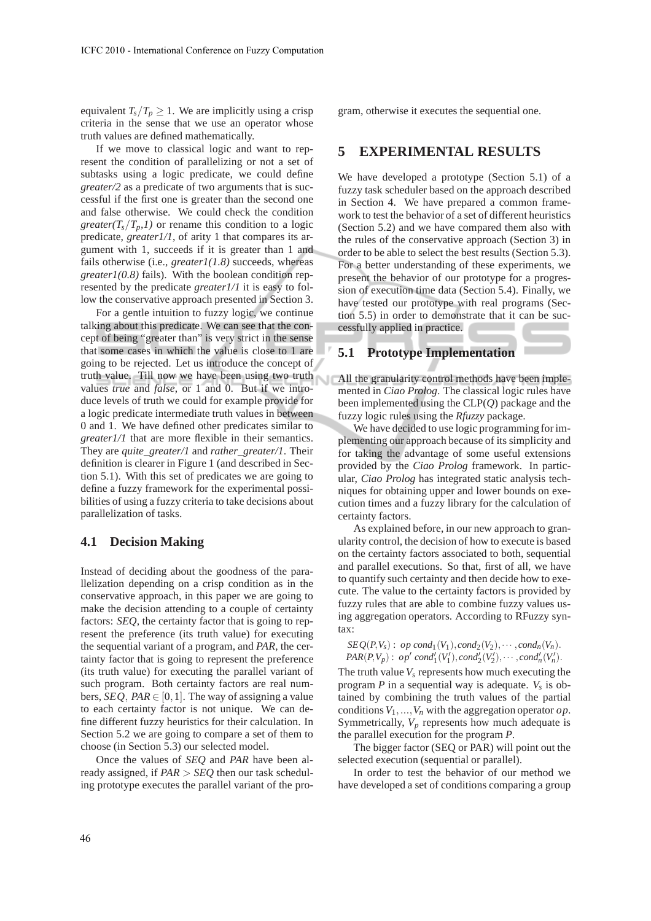equivalent $T_s/T_p \geq 1$. We are implicitly using a crisp criteria in the sense that we use an operator whose truth values are defined mathematically.

If we move to classical logic and want to represent the condition of parallelizing or not a set of subtasks using a logic predicate, we could define *greater/2* as a predicate of two arguments that is successful if the first one is greater than the second one and false otherwise. We could check the condition *greater*($T_s/T_p$*,1)* or rename this condition to a logic predicate, *greater1/1*, of arity 1 that compares its argument with 1, succeeds if it is greater than 1 and fails otherwise (i.e., *greater1(1.8)* succeeds, whereas *greater1(0.8)* fails). With the boolean condition represented by the predicate *greater1/1* it is easy to follow the conservative approach presented in Section 3.

For a gentle intuition to fuzzy logic, we continue talking about this predicate. We can see that the concept of being "greater than" is very strict in the sense that some cases in which the value is close to 1 are going to be rejected. Let us introduce the concept of truth value. Till now we have been using two truth values *true* and *false*, or 1 and 0. But if we introduce levels of truth we could for example provide for a logic predicate intermediate truth values in between 0 and 1. We have defined other predicates similar to *greater1/1* that are more flexible in their semantics. They are *quite_greater/1* and *rather_greater/1*. Their definition is clearer in Figure 1 (and described in Section 5.1). With this set of predicates we are going to define a fuzzy framework for the experimental possibilities of using a fuzzy criteria to take decisions about parallelization of tasks.

### 4.1 Decision Making

Instead of deciding about the goodness of the parallelization depending on a crisp condition as in the conservative approach, in this paper we are going to make the decision attending to a couple of certainty factors: *SEQ*, the certainty factor that is going to represent the preference (its truth value) for executing the sequential variant of a program, and *PAR*, the certainty factor that is going to represent the preference (its truth value) for executing the parallel variant of such program. Both certainty factors are real numbers, $SEQ,\ PAR \in [0,1]$. The way of assigning a value to each certainty factor is not unique. We can define different fuzzy heuristics for their calculation. In Section 5.2 we are going to compare a set of them to choose (in Section 5.3) our selected model.

Once the values of *SEQ* and *PAR* have been already assigned, if $PAR > SEQ$ then our task scheduling prototype executes the parallel variant of the program, otherwise it executes the sequential one.

## 5 EXPERIMENTAL RESULTS

We have developed a prototype (Section 5.1) of a fuzzy task scheduler based on the approach described in Section 4. We have prepared a common framework to test the behavior of a set of different heuristics (Section 5.2) and we have compared them also with the rules of the conservative approach (Section 3) in order to be able to select the best results (Section 5.3). For a better understanding of these experiments, we present the behavior of our prototype for a progression of execution time data (Section 5.4). Finally, we have tested our prototype with real programs (Section 5.5) in order to demonstrate that it can be successfully applied in practice.

### 5.1 Prototype Implementation

All the granularity control methods have been implemented in *Ciao Prolog*. The classical logic rules have been implemented using the CLP($Q$) package and the fuzzy logic rules using the *Rfuzzy* package.

We have decided to use logic programming for implementing our approach because of its simplicity and for taking the advantage of some useful extensions provided by the *Ciao Prolog* framework. In particular, *Ciao Prolog* has integrated static analysis techniques for obtaining upper and lower bounds on execution times and a fuzzy library for the calculation of certainty factors.

As explained before, in our new approach to granularity control, the decision of how to execute is based on the certainty factors associated to both, sequential and parallel executions. So that, first of all, we have to quantify such certainty and then decide how to execute. The value to the certainty factors is provided by fuzzy rules that are able to combine fuzzy values using aggregation operators. According to RFuzzy syntax:

$$SEQ(P,V_s):\ op\ cond_1(V_1), cond_2(V_2), \cdots, cond_n(V_n).$$
$$PAR(P,V_p):\ op'\ cond'_1(V'_1), cond'_2(V'_2), \cdots, cond'_n(V'_n).$$

The truth value $V_s$ represents how much executing the program $P$ in a sequential way is adequate. $V_s$ is obtained by combining the truth values of the partial conditions $V_1, ..., V_n$ with the aggregation operator $op$. Symmetrically, $V_p$ represents how much adequate is the parallel execution for the program $P$.

The bigger factor (SEQ or PAR) will point out the selected execution (sequential or parallel).

In order to test the behavior of our method we have developed a set of conditions comparing a group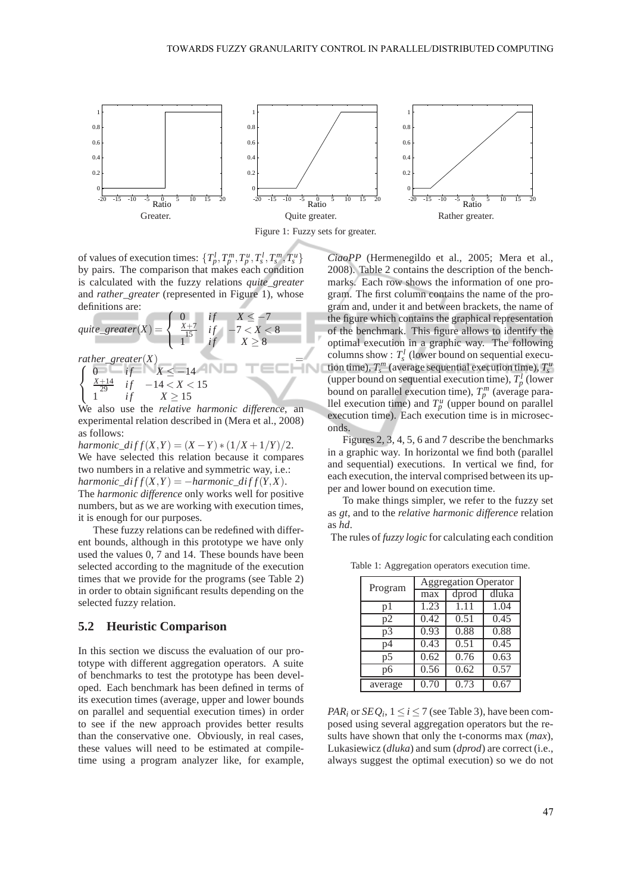Greater. Quite greater. Rather greater.

Figure 1: Fuzzy sets for greater.

of values of execution times: $\{T_p^l, T_p^m, T_p^u, T_s^l, T_s^m, T_s^u\}$ by pairs. The comparison that makes each condition is calculated with the fuzzy relations *quite_greater* and *rather_greater* (represented in Figure 1), whose definitions are:

$$quite\_greater(X) = \begin{cases} 0 & if \quad X \leq -7 \\ \frac{X+7}{15} & if \quad -7 < X < 8 \\ 1 & if \quad X \geq 8 \end{cases}$$

$$rather\_greater(X) = \begin{cases} 0 & if \quad X \leq -14 \\ \frac{X+14}{29} & if \quad -14 < X < 15 \\ 1 & if \quad X \geq 15 \end{cases}$$

We also use the *relative harmonic difference*, an experimental relation described in (Mera et al., 2008) as follows:

$harmonic\_diff(X,Y) = (X-Y)*(1/X+1/Y)/2$.

We have selected this relation because it compares two numbers in a relative and symmetric way, i.e.: $harmonic\_diff(X,Y) = -harmonic\_diff(Y,X)$.

The *harmonic difference* only works well for positive numbers, but as we are working with execution times, it is enough for our purposes.

These fuzzy relations can be redefined with different bounds, although in this prototype we have only used the values 0, 7 and 14. These bounds have been selected according to the magnitude of the execution times that we provide for the programs (see Table 2) in order to obtain significant results depending on the selected fuzzy relation.

## 5.2 Heuristic Comparison

In this section we discuss the evaluation of our prototype with different aggregation operators. A suite of benchmarks to test the prototype has been developed. Each benchmark has been defined in terms of its execution times (average, upper and lower bounds on parallel and sequential execution times) in order to see if the new approach provides better results than the conservative one. Obviously, in real cases, these values will need to be estimated at compile-time using a program analyzer like, for example, *CiaoPP* (Hermenegildo et al., 2005; Mera et al., 2008). Table 2 contains the description of the benchmarks. Each row shows the information of one program. The first column contains the name of the program and, under it and between brackets, the name of the figure which contains the graphical representation of the benchmark. This figure allows to identify the optimal execution in a graphic way. The following columns show : $T_s^l$ (lower bound on sequential execution time), $T_s^m$ (average sequential execution time), $T_s^u$ (upper bound on sequential execution time), $T_p^l$ (lower bound on parallel execution time), $T_p^m$ (average parallel execution time) and $T_p^u$ (upper bound on parallel execution time). Each execution time is in microseconds.

Figures 2, 3, 4, 5, 6 and 7 describe the benchmarks in a graphic way. In horizontal we find both (parallel and sequential) executions. In vertical we find, for each execution, the interval comprised between its upper and lower bound on execution time.

To make things simpler, we refer to the fuzzy set as *gt*, and to the *relative harmonic difference* relation as *hd*.

The rules of *fuzzy logic* for calculating each condition $PAR_i$ or $SEQ_i$, $1 \leq i \leq 7$ (see Table 3), have been composed using several aggregation operators but the results have shown that only the t-conorms max (*max*), Lukasiewicz (*dluka*) and sum (*dprod*) are correct (i.e., always suggest the optimal execution) so we do not

Table 1: Aggregation operators execution time.

| Program | Aggregation Operator | | |
|---|---|---|---|
| | max | dprod | dluka |
| p1 | 1.23 | 1.11 | 1.04 |
| p2 | 0.42 | 0.51 | 0.45 |
| p3 | 0.93 | 0.88 | 0.88 |
| p4 | 0.43 | 0.51 | 0.45 |
| p5 | 0.62 | 0.76 | 0.63 |
| p6 | 0.56 | 0.62 | 0.57 |
| average | 0.70 | 0.73 | 0.67 |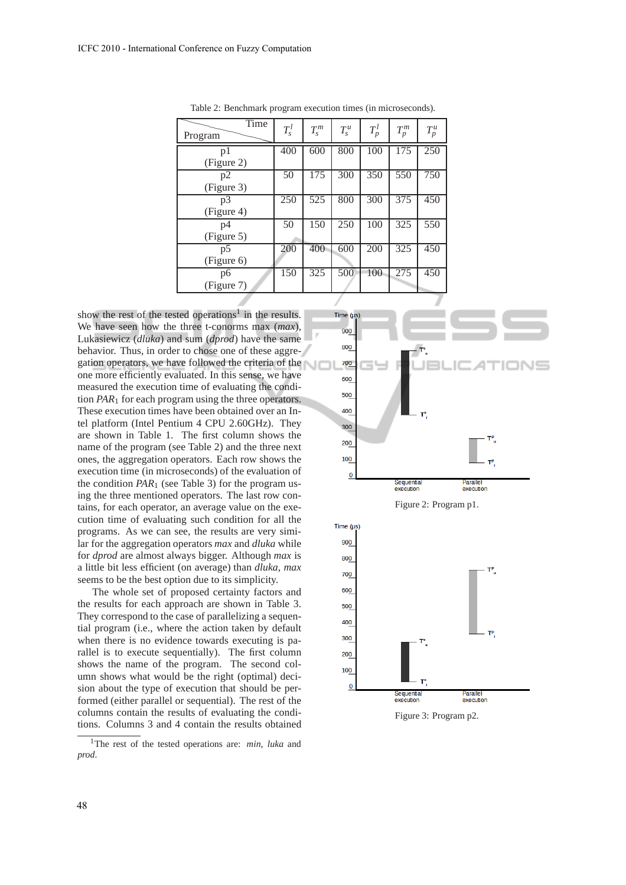Table 2: Benchmark program execution times (in microseconds).

| Program \ Time | $T_s^l$ | $T_s^m$ | $T_s^u$ | $T_p^l$ | $T_p^m$ | $T_p^u$ |
|---|---|---|---|---|---|---|
| p1 (Figure 2) | 400 | 600 | 800 | 100 | 175 | 250 |
| p2 (Figure 3) | 50 | 175 | 300 | 350 | 550 | 750 |
| p3 (Figure 4) | 250 | 525 | 800 | 300 | 375 | 450 |
| p4 (Figure 5) | 50 | 150 | 250 | 100 | 325 | 550 |
| p5 (Figure 6) | 200 | 400 | 600 | 200 | 325 | 450 |
| p6 (Figure 7) | 150 | 325 | 500 | 100 | 275 | 450 |

show the rest of the tested operations[1] in the results. We have seen how the three t-conorms max (*max*), Lukasiewicz (*dluka*) and sum (*dprod*) have the same behavior. Thus, in order to chose one of these aggregation operators, we have followed the criteria of the one more efficiently evaluated. In this sense, we have measured the execution time of evaluating the condition $PAR_1$ for each program using the three operators. These execution times have been obtained over an Intel platform (Intel Pentium 4 CPU 2.60GHz). They are shown in Table 1. The first column shows the name of the program (see Table 2) and the three next ones, the aggregation operators. Each row shows the execution time (in microseconds) of the evaluation of the condition $PAR_1$ (see Table 3) for the program using the three mentioned operators. The last row contains, for each operator, an average value on the execution time of evaluating such condition for all the programs. As we can see, the results are very similar for the aggregation operators *max* and *dluka* while for *dprod* are almost always bigger. Although *max* is a little bit less efficient (on average) than *dluka*, *max* seems to be the best option due to its simplicity.

The whole set of proposed certainty factors and the results for each approach are shown in Table 3. They correspond to the case of parallelizing a sequential program (i.e., where the action taken by default when there is no evidence towards executing is parallel is to execute sequentially). The first column shows the name of the program. The second column shows what would be the right (optimal) decision about the type of execution that should be performed (either parallel or sequential). The rest of the columns contain the results of evaluating the conditions. Columns 3 and 4 contain the results obtained

[1] The rest of the tested operations are: *min*, *luka* and *prod*.

Figure 2: Program p1.

Figure 3: Program p2.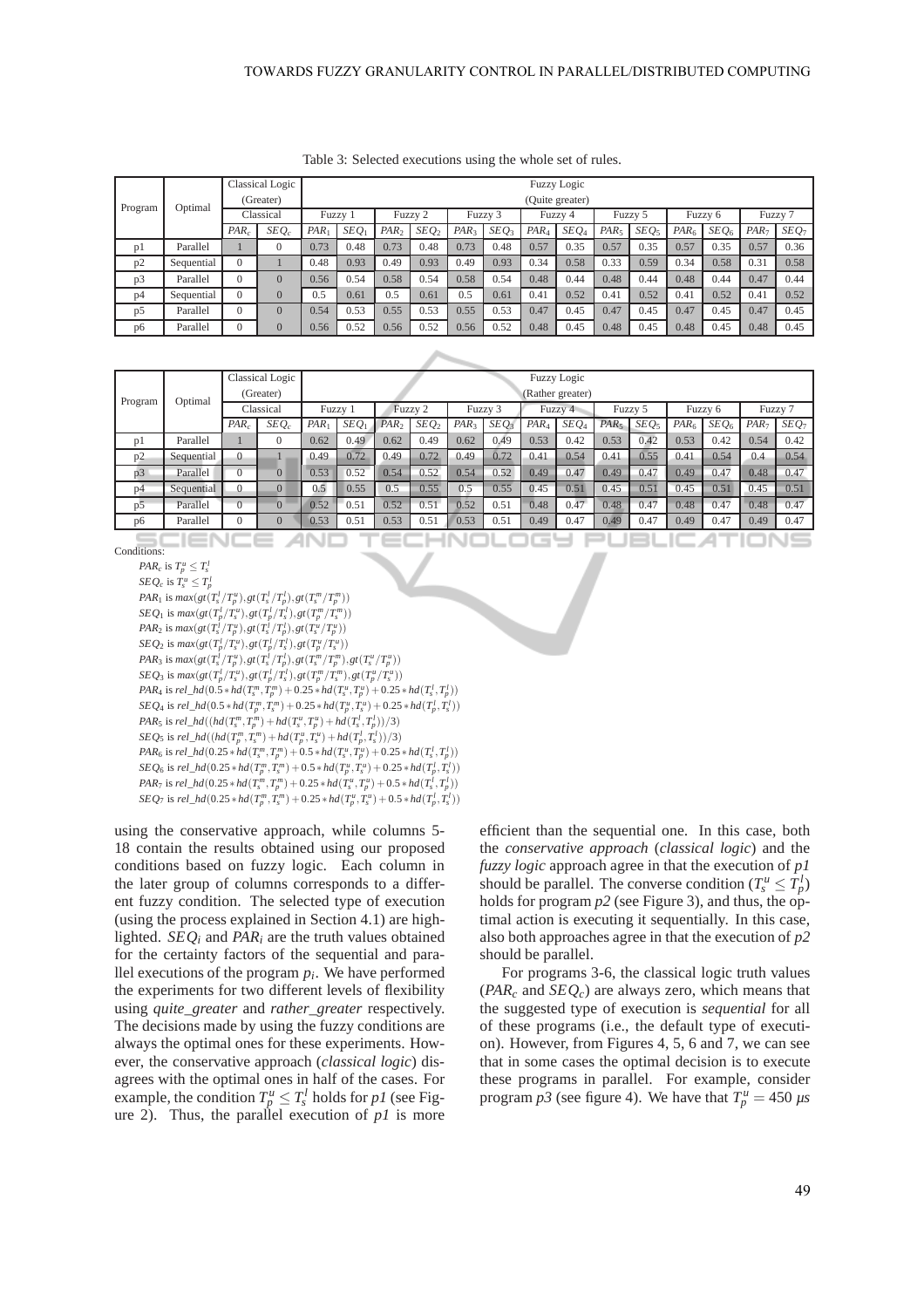Table 3: Selected executions using the whole set of rules.

| Program | Optimal | Classical Logic (Greater) | | Fuzzy Logic (Quite greater) | | | | | | | | | | | | | |
|---|---|---|---|---|---|---|---|---|---|---|---|---|---|---|---|---|---|
| | | Classical | | Fuzzy 1 | | Fuzzy 2 | | Fuzzy 3 | | Fuzzy 4 | | Fuzzy 5 | | Fuzzy 6 | | Fuzzy 7 | |
| | | $PAR_c$ | $SEQ_c$ | $PAR_1$ | $SEQ_1$ | $PAR_2$ | $SEQ_2$ | $PAR_3$ | $SEQ_3$ | $PAR_4$ | $SEQ_4$ | $PAR_5$ | $SEQ_5$ | $PAR_6$ | $SEQ_6$ | $PAR_7$ | $SEQ_7$ |
| p1 | Parallel | 1 | 0 | 0.73 | 0.48 | 0.73 | 0.48 | 0.73 | 0.48 | 0.57 | 0.35 | 0.57 | 0.35 | 0.57 | 0.35 | 0.57 | 0.36 |
| p2 | Sequential | 0 | 1 | 0.48 | 0.93 | 0.49 | 0.93 | 0.49 | 0.93 | 0.34 | 0.58 | 0.33 | 0.59 | 0.34 | 0.58 | 0.31 | 0.58 |
| p3 | Parallel | 0 | 0 | 0.56 | 0.54 | 0.58 | 0.54 | 0.58 | 0.54 | 0.48 | 0.44 | 0.48 | 0.44 | 0.48 | 0.44 | 0.47 | 0.44 |
| p4 | Sequential | 0 | 0 | 0.5 | 0.61 | 0.5 | 0.61 | 0.5 | 0.61 | 0.41 | 0.52 | 0.41 | 0.52 | 0.41 | 0.52 | 0.41 | 0.52 |
| p5 | Parallel | 0 | 0 | 0.54 | 0.53 | 0.55 | 0.53 | 0.55 | 0.53 | 0.47 | 0.45 | 0.47 | 0.45 | 0.47 | 0.45 | 0.47 | 0.45 |
| p6 | Parallel | 0 | 0 | 0.56 | 0.52 | 0.56 | 0.52 | 0.56 | 0.52 | 0.48 | 0.45 | 0.48 | 0.45 | 0.48 | 0.45 | 0.48 | 0.45 |

| Program | Optimal | Classical Logic (Greater) | | Fuzzy Logic (Rather greater) | | | | | | | | | | | | | |
|---|---|---|---|---|---|---|---|---|---|---|---|---|---|---|---|---|---|
| | | Classical | | Fuzzy 1 | | Fuzzy 2 | | Fuzzy 3 | | Fuzzy 4 | | Fuzzy 5 | | Fuzzy 6 | | Fuzzy 7 | |
| | | $PAR_c$ | $SEQ_c$ | $PAR_1$ | $SEQ_1$ | $PAR_2$ | $SEQ_2$ | $PAR_3$ | $SEQ_3$ | $PAR_4$ | $SEQ_4$ | $PAR_5$ | $SEQ_5$ | $PAR_6$ | $SEQ_6$ | $PAR_7$ | $SEQ_7$ |
| p1 | Parallel | 1 | 0 | 0.62 | 0.49 | 0.62 | 0.49 | 0.62 | 0.49 | 0.53 | 0.42 | 0.53 | 0.42 | 0.53 | 0.42 | 0.54 | 0.42 |
| p2 | Sequential | 0 | 1 | 0.49 | 0.72 | 0.49 | 0.72 | 0.49 | 0.72 | 0.41 | 0.54 | 0.41 | 0.55 | 0.41 | 0.54 | 0.4 | 0.54 |
| p3 | Parallel | 0 | 0 | 0.53 | 0.52 | 0.54 | 0.52 | 0.54 | 0.52 | 0.49 | 0.47 | 0.49 | 0.47 | 0.49 | 0.47 | 0.48 | 0.47 |
| p4 | Sequential | 0 | 0 | 0.5 | 0.55 | 0.5 | 0.55 | 0.5 | 0.55 | 0.45 | 0.51 | 0.45 | 0.51 | 0.45 | 0.51 | 0.45 | 0.51 |
| p5 | Parallel | 0 | 0 | 0.52 | 0.51 | 0.52 | 0.51 | 0.52 | 0.51 | 0.48 | 0.47 | 0.48 | 0.47 | 0.48 | 0.47 | 0.48 | 0.47 |
| p6 | Parallel | 0 | 0 | 0.53 | 0.51 | 0.53 | 0.51 | 0.53 | 0.51 | 0.49 | 0.47 | 0.49 | 0.47 | 0.49 | 0.47 | 0.49 | 0.47 |

Conditions:

$PAR_c$ is $T_p^u \leq T_s^l$
$SEQ_c$ is $T_s^u \leq T_p^l$
$PAR_1$ is $max(gt(T_s^l/T_p^u), gt(T_s^l/T_p^l), gt(T_s^m/T_p^m))$
$SEQ_1$ is $max(gt(T_p^l/T_s^u), gt(T_p^l/T_s^l), gt(T_p^m/T_s^m))$
$PAR_2$ is $max(gt(T_s^l/T_p^u), gt(T_s^l/T_p^l), gt(T_s^u/T_p^u))$
$SEQ_2$ is $max(gt(T_p^l/T_s^u), gt(T_p^l/T_s^l), gt(T_p^u/T_s^u))$
$PAR_3$ is $max(gt(T_s^l/T_p^u), gt(T_s^l/T_p^l), gt(T_s^m/T_p^m), gt(T_s^u/T_p^u))$
$SEQ_3$ is $max(gt(T_p^l/T_s^u), gt(T_p^l/T_s^l), gt(T_p^m/T_s^m), gt(T_p^u/T_s^u))$
$PAR_4$ is $rel\_hd(0.5 * hd(T_s^m, T_p^m) + 0.25 * hd(T_s^u, T_p^u) + 0.25 * hd(T_s^l, T_p^l))$
$SEQ_4$ is $rel\_hd(0.5 * hd(T_p^m, T_s^m) + 0.25 * hd(T_p^u, T_s^u) + 0.25 * hd(T_p^l, T_s^l))$
$PAR_5$ is $rel\_hd((hd(T_s^m, T_p^m) + hd(T_s^u, T_p^u) + hd(T_s^l, T_p^l))/3)$
$SEQ_5$ is $rel\_hd((hd(T_p^m, T_s^m) + hd(T_p^u, T_s^u) + hd(T_p^l, T_s^l))/3)$
$PAR_6$ is $rel\_hd(0.25 * hd(T_s^m, T_p^m) + 0.5 * hd(T_s^u, T_p^u) + 0.25 * hd(T_s^l, T_p^l))$
$SEQ_6$ is $rel\_hd(0.25 * hd(T_p^m, T_s^m) + 0.5 * hd(T_p^u, T_s^u) + 0.25 * hd(T_p^l, T_s^l))$
$PAR_7$ is $rel\_hd(0.25 * hd(T_s^m, T_p^m) + 0.25 * hd(T_s^u, T_p^u) + 0.5 * hd(T_s^l, T_p^l))$
$SEQ_7$ is $rel\_hd(0.25 * hd(T_p^m, T_s^m) + 0.25 * hd(T_p^u, T_s^u) + 0.5 * hd(T_p^l, T_s^l))$

using the conservative approach, while columns 5-18 contain the results obtained using our proposed conditions based on fuzzy logic. Each column in the later group of columns corresponds to a different fuzzy condition. The selected type of execution (using the process explained in Section 4.1) are highlighted. $SEQ_i$ and $PAR_i$ are the truth values obtained for the certainty factors of the sequential and parallel executions of the program $p_i$. We have performed the experiments for two different levels of flexibility using *quite_greater* and *rather_greater* respectively. The decisions made by using the fuzzy conditions are always the optimal ones for these experiments. However, the conservative approach (*classical logic*) disagrees with the optimal ones in half of the cases. For example, the condition $T_p^u \leq T_s^l$ holds for *p1* (see Figure 2). Thus, the parallel execution of *p1* is more efficient than the sequential one. In this case, both the *conservative approach* (*classical logic*) and the *fuzzy logic* approach agree in that the execution of *p1* should be parallel. The converse condition ($T_s^u \leq T_p^l$) holds for program *p2* (see Figure 3), and thus, the optimal action is executing it sequentially. In this case, also both approaches agree in that the execution of *p2* should be parallel.

For programs 3-6, the classical logic truth values ($PAR_c$ and $SEQ_c$) are always zero, which means that the suggested type of execution is *sequential* for all of these programs (i.e., the default type of execution). However, from Figures 4, 5, 6 and 7, we can see that in some cases the optimal decision is to execute these programs in parallel. For example, consider program *p3* (see figure 4). We have that $T_p^u = 450\ \mu s$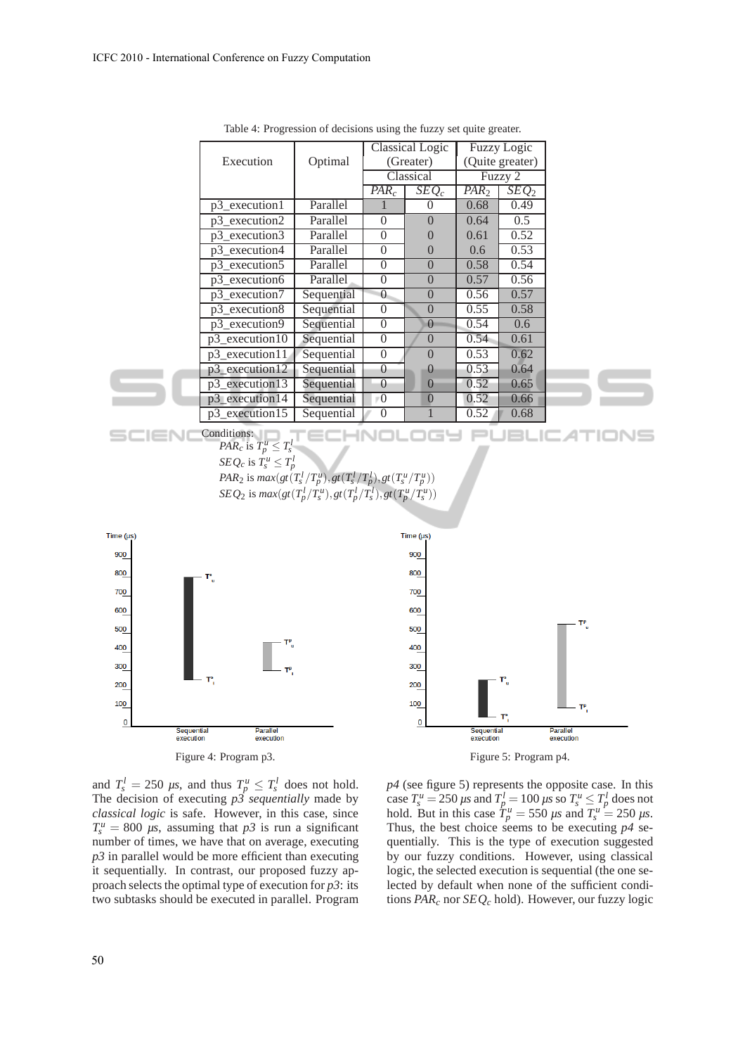Table 4: Progression of decisions using the fuzzy set quite greater.

| Execution | Optimal | Classical Logic (Greater) | | Fuzzy Logic (Quite greater) | |
|---|---|---|---|---|---|
| | | Classical | | Fuzzy 2 | |
| | | $PAR_c$ | $SEQ_c$ | $PAR_2$ | $SEQ_2$ |
| p3_execution1 | Parallel | 1 | 0 | 0.68 | 0.49 |
| p3_execution2 | Parallel | 0 | 0 | 0.64 | 0.5 |
| p3_execution3 | Parallel | 0 | 0 | 0.61 | 0.52 |
| p3_execution4 | Parallel | 0 | 0 | 0.6 | 0.53 |
| p3_execution5 | Parallel | 0 | 0 | 0.58 | 0.54 |
| p3_execution6 | Parallel | 0 | 0 | 0.57 | 0.56 |
| p3_execution7 | Sequential | 0 | 0 | 0.56 | 0.57 |
| p3_execution8 | Sequential | 0 | 0 | 0.55 | 0.58 |
| p3_execution9 | Sequential | 0 | 0 | 0.54 | 0.6 |
| p3_execution10 | Sequential | 0 | 0 | 0.54 | 0.61 |
| p3_execution11 | Sequential | 0 | 0 | 0.53 | 0.62 |
| p3_execution12 | Sequential | 0 | 0 | 0.53 | 0.64 |
| p3_execution13 | Sequential | 0 | 0 | 0.52 | 0.65 |
| p3_execution14 | Sequential | 0 | 0 | 0.52 | 0.66 |
| p3_execution15 | Sequential | 0 | 1 | 0.52 | 0.68 |

Conditions:
$PAR_c$ is $T_p^u \leq T_s^l$
$SEQ_c$ is $T_s^u \leq T_p^l$
$PAR_2$ is $max(gt(T_s^l/T_p^u), gt(T_s^l/T_p^l), gt(T_s^u/T_p^u))$
$SEQ_2$ is $max(gt(T_p^l/T_s^u), gt(T_p^l/T_s^l), gt(T_p^u/T_s^u))$

Figure 4: Program p3.

Figure 5: Program p4.

and $T_s^l = 250\ \mu s$, and thus $T_p^u \leq T_s^l$ does not hold. The decision of executing *p3 sequentially* made by *classical logic* is safe. However, in this case, since $T_s^u = 800\ \mu s$, assuming that *p3* is run a significant number of times, we have that on average, executing *p3* in parallel would be more efficient than executing it sequentially. In contrast, our proposed fuzzy approach selects the optimal type of execution for *p3*: its two subtasks should be executed in parallel. Program *p4* (see figure 5) represents the opposite case. In this case $T_s^u = 250\ \mu s$ and $T_p^l = 100\ \mu s$ so $T_s^u \leq T_p^l$ does not hold. But in this case $T_p^u = 550\ \mu s$ and $T_s^u = 250\ \mu s$. Thus, the best choice seems to be executing *p4* sequentially. This is the type of execution suggested by our fuzzy conditions. However, using classical logic, the selected execution is sequential (the one selected by default when none of the sufficient conditions $PAR_c$ nor $SEQ_c$ hold). However, our fuzzy logic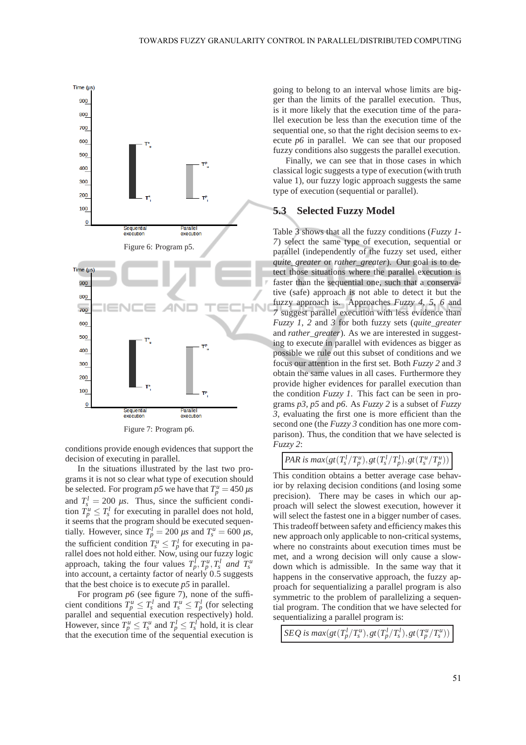Figure 6: Program p5.

Figure 7: Program p6.

conditions provide enough evidences that support the decision of executing in parallel.

In the situations illustrated by the last two programs it is not so clear what type of execution should be selected. For program *p5* we have that $T_p^u = 450$ $\mu s$ and $T_s^l = 200$ $\mu s$. Thus, since the sufficient condition $T_p^u \leq T_s^l$ for executing in parallel does not hold, it seems that the program should be executed sequentially. However, since $T_p^l = 200$ $\mu s$ and $T_s^u = 600$ $\mu s$, the sufficient condition $T_s^u \leq T_p^l$ for executing in parallel does not hold either. Now, using our fuzzy logic approach, taking the four values $T_p^l, T_p^u, T_s^l$ *and* $T_s^u$ into account, a certainty factor of nearly 0.5 suggests that the best choice is to execute *p5* in parallel.

For program *p6* (see figure 7), none of the sufficient conditions $T_p^u \leq T_s^l$ and $T_s^u \leq T_p^l$ (for selecting parallel and sequential execution respectively) hold. However, since $T_p^u \leq T_s^u$ and $T_p^l \leq T_s^l$ hold, it is clear that the execution time of the sequential execution is going to belong to an interval whose limits are bigger than the limits of the parallel execution. Thus, is it more likely that the execution time of the parallel execution be less than the execution time of the sequential one, so that the right decision seems to execute *p6* in parallel. We can see that our proposed fuzzy conditions also suggests the parallel execution.

Finally, we can see that in those cases in which classical logic suggests a type of execution (with truth value 1), our fuzzy logic approach suggests the same type of execution (sequential or parallel).

## 5.3 Selected Fuzzy Model

Table 3 shows that all the fuzzy conditions (*Fuzzy 1-7*) select the same type of execution, sequential or parallel (independently of the fuzzy set used, either *quite_greater* or *rather_greater*). Our goal is to detect those situations where the parallel execution is faster than the sequential one, such that a conservative (safe) approach is not able to detect it but the fuzzy approach is. Approaches *Fuzzy 4*, *5*, *6* and *7* suggest parallel execution with less evidence than *Fuzzy 1*, *2* and *3* for both fuzzy sets (*quite_greater* and *rather_greater*). As we are interested in suggesting to execute in parallel with evidences as bigger as possible we rule out this subset of conditions and we focus our attention in the first set. Both *Fuzzy 2* and *3* obtain the same values in all cases. Furthermore they provide higher evidences for parallel execution than the condition *Fuzzy 1*. This fact can be seen in programs *p3*, *p5* and *p6*. As *Fuzzy 2* is a subset of *Fuzzy 3*, evaluating the first one is more efficient than the second one (the *Fuzzy 3* condition has one more comparison). Thus, the condition that we have selected is *Fuzzy 2*:

$$PAR \text{ is } max(gt(T_s^l/T_p^u), gt(T_s^l/T_p^l), gt(T_s^u/T_p^u))$$

This condition obtains a better average case behavior by relaxing decision conditions (and losing some precision). There may be cases in which our approach will select the slowest execution, however it will select the fastest one in a bigger number of cases. This tradeoff between safety and efficiency makes this new approach only applicable to non-critical systems, where no constraints about execution times must be met, and a wrong decision will only cause a slowdown which is admissible. In the same way that it happens in the conservative approach, the fuzzy approach for sequentializing a parallel program is also symmetric to the problem of parallelizing a sequential program. The condition that we have selected for sequentializing a parallel program is:

$$SEQ \text{ is } max(gt(T_p^l/T_s^u), gt(T_p^l/T_s^l), gt(T_p^u/T_s^u))$$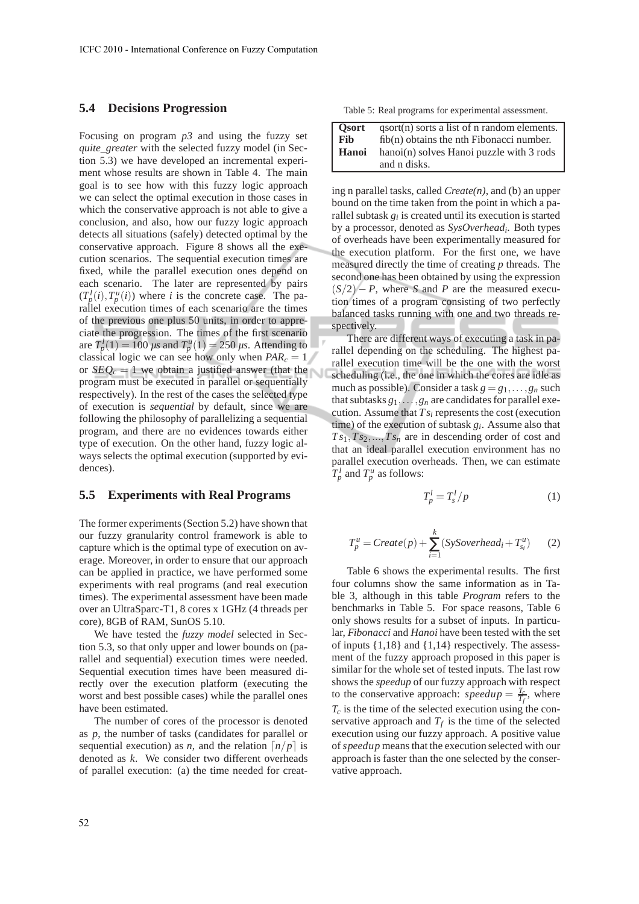### 5.4 Decisions Progression

Focusing on program *p3* and using the fuzzy set *quite_greater* with the selected fuzzy model (in Section 5.3) we have developed an incremental experiment whose results are shown in Table 4. The main goal is to see how with this fuzzy logic approach we can select the optimal execution in those cases in which the conservative approach is not able to give a conclusion, and also, how our fuzzy logic approach detects all situations (safely) detected optimal by the conservative approach. Figure 8 shows all the execution scenarios. The sequential execution times are fixed, while the parallel execution ones depend on each scenario. The later are represented by pairs $(T_p^l(i), T_p^u(i))$ where $i$ is the concrete case. The parallel execution times of each scenario are the times of the previous one plus 50 units, in order to appreciate the progression. The times of the first scenario are $T_p^l(1) = 100\ \mu s$ and $T_p^u(1) = 250\ \mu s$. Attending to classical logic we can see how only when $PAR_c = 1$ or $SEQ_c = 1$ we obtain a justified answer (that the program must be executed in parallel or sequentially respectively). In the rest of the cases the selected type of execution is *sequential* by default, since we are following the philosophy of parallelizing a sequential program, and there are no evidences towards either type of execution. On the other hand, fuzzy logic always selects the optimal execution (supported by evidences).

### 5.5 Experiments with Real Programs

The former experiments (Section 5.2) have shown that our fuzzy granularity control framework is able to capture which is the optimal type of execution on average. Moreover, in order to ensure that our approach can be applied in practice, we have performed some experiments with real programs (and real execution times). The experimental assessment have been made over an UltraSparc-T1, 8 cores x 1GHz (4 threads per core), 8GB of RAM, SunOS 5.10.

We have tested the *fuzzy model* selected in Section 5.3, so that only upper and lower bounds on (parallel and sequential) execution times were needed. Sequential execution times have been measured directly over the execution platform (executing the worst and best possible cases) while the parallel ones have been estimated.

The number of cores of the processor is denoted as $p$, the number of tasks (candidates for parallel or sequential execution) as $n$, and the relation $\lceil n/p \rceil$ is denoted as $k$. We consider two different overheads of parallel execution: (a) the time needed for creating n parallel tasks, called *Create(n)*, and (b) an upper bound on the time taken from the point in which a parallel subtask $g_i$ is created until its execution is started by a processor, denoted as $SysOverhead_i$. Both types of overheads have been experimentally measured for the execution platform. For the first one, we have measured directly the time of creating $p$ threads. The second one has been obtained by using the expression $(S/2) - P$, where $S$ and $P$ are the measured execution times of a program consisting of two perfectly balanced tasks running with one and two threads respectively.

Table 5: Real programs for experimental assessment.

| | |
|---|---|
| **Qsort** | qsort(n) sorts a list of n random elements. |
| **Fib** | fib(n) obtains the nth Fibonacci number. |
| **Hanoi** | hanoi(n) solves Hanoi puzzle with 3 rods and n disks. |

There are different ways of executing a task in parallel depending on the scheduling. The highest parallel execution time will be the one with the worst scheduling (i.e., the one in which the cores are idle as much as possible). Consider a task $g = g_1, \ldots, g_n$ such that subtasks $g_1, \ldots, g_n$ are candidates for parallel execution. Assume that $Ts_i$ represents the cost (execution time) of the execution of subtask $g_i$. Assume also that $Ts_1, Ts_2, ..., Ts_n$ are in descending order of cost and that an ideal parallel execution environment has no parallel execution overheads. Then, we can estimate $T_p^l$ and $T_p^u$ as follows:

$$T_p^l = T_s^l / p \tag{1}$$

$$T_p^u = Create(p) + \sum_{i=1}^{k} (SySoverhead_i + T_{s_i}^u) \tag{2}$$

Table 6 shows the experimental results. The first four columns show the same information as in Table 3, although in this table *Program* refers to the benchmarks in Table 5. For space reasons, Table 6 only shows results for a subset of inputs. In particular, *Fibonacci* and *Hanoi* have been tested with the set of inputs {1,18} and {1,14} respectively. The assessment of the fuzzy approach proposed in this paper is similar for the whole set of tested inputs. The last row shows the *speedup* of our fuzzy approach with respect to the conservative approach: $speedup = \frac{T_c}{T_f}$, where $T_c$ is the time of the selected execution using the conservative approach and $T_f$ is the time of the selected execution using our fuzzy approach. A positive value of *speedup* means that the execution selected with our approach is faster than the one selected by the conservative approach.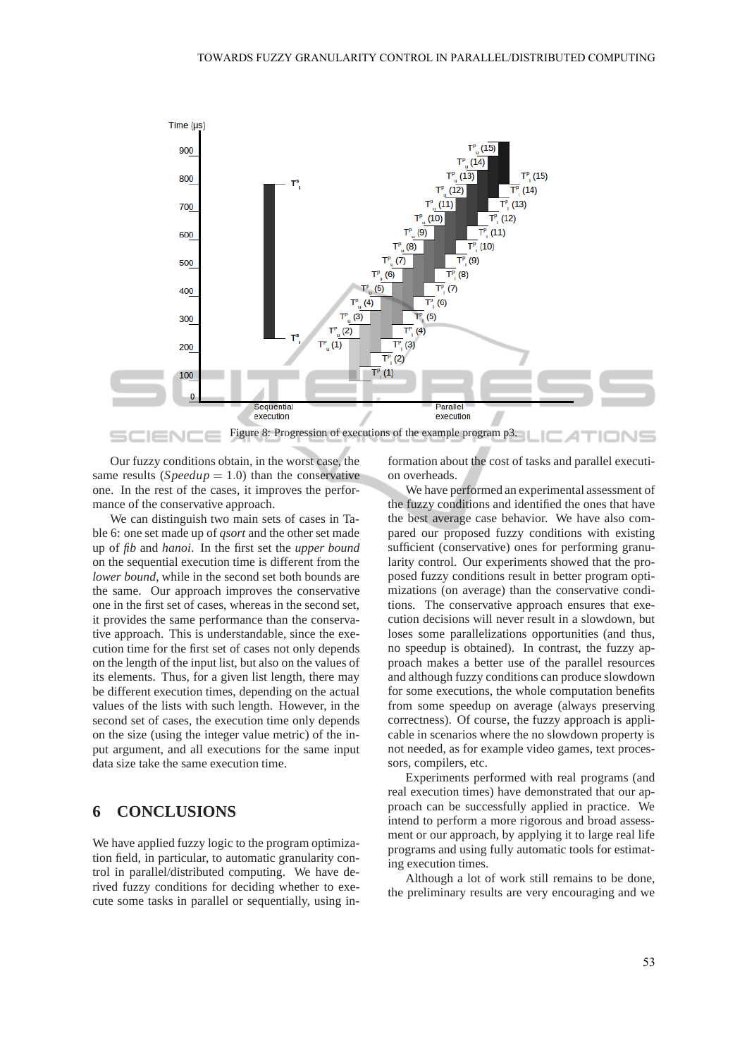Time (µs)

900

800

700

600

500

400

300

200

100

0

$T^s_l$

$T^s_l$

$T^p_u$ (15)

$T^p_u$ (14)

$T^p_u$ (13)

$T^p_u$ (12)

$T^p_u$ (11)

$T^p_u$ (10)

$T^p_u$ (9)

$T^p_u$ (8)

$T^p_u$ (7)

$T^p_u$ (6)

$T^p_u$ (5)

$T^p_u$ (4)

$T^p_u$ (3)

$T^p_u$ (2)

$T^p_u$ (1)

$T^p_l$ (15)

$T^p_l$ (14)

$T^p_l$ (13)

$T^p_l$ (12)

$T^p_l$ (11)

$T^p_l$ (10)

$T^p_l$ (9)

$T^p_l$ (8)

$T^p_l$ (7)

$T^p_l$ (6)

$T^p_l$ (5)

$T^p_l$ (4)

$T^p_l$ (3)

$T^p_l$ (2)

$T^p_l$ (1)

Sequential execution

Parallel execution

Figure 8: Progression of executions of the example program p3.

Our fuzzy conditions obtain, in the worst case, the same results ($Speedup = 1.0$) than the conservative one. In the rest of the cases, it improves the performance of the conservative approach.

We can distinguish two main sets of cases in Table 6: one set made up of *qsort* and the other set made up of *fib* and *hanoi*. In the first set the *upper bound* on the sequential execution time is different from the *lower bound*, while in the second set both bounds are the same. Our approach improves the conservative one in the first set of cases, whereas in the second set, it provides the same performance than the conservative approach. This is understandable, since the execution time for the first set of cases not only depends on the length of the input list, but also on the values of its elements. Thus, for a given list length, there may be different execution times, depending on the actual values of the lists with such length. However, in the second set of cases, the execution time only depends on the size (using the integer value metric) of the input argument, and all executions for the same input data size take the same execution time.

## 6 CONCLUSIONS

We have applied fuzzy logic to the program optimization field, in particular, to automatic granularity control in parallel/distributed computing. We have derived fuzzy conditions for deciding whether to execute some tasks in parallel or sequentially, using information about the cost of tasks and parallel execution on overheads.

We have performed an experimental assessment of the fuzzy conditions and identified the ones that have the best average case behavior. We have also compared our proposed fuzzy conditions with existing sufficient (conservative) ones for performing granularity control. Our experiments showed that the proposed fuzzy conditions result in better program optimizations (on average) than the conservative conditions. The conservative approach ensures that execution decisions will never result in a slowdown, but loses some parallelizations opportunities (and thus, no speedup is obtained). In contrast, the fuzzy approach makes a better use of the parallel resources and although fuzzy conditions can produce slowdown for some executions, the whole computation benefits from some speedup on average (always preserving correctness). Of course, the fuzzy approach is applicable in scenarios where the no slowdown property is not needed, as for example video games, text processors, compilers, etc.

Experiments performed with real programs (and real execution times) have demonstrated that our approach can be successfully applied in practice. We intend to perform a more rigorous and broad assessment or our approach, by applying it to large real life programs and using fully automatic tools for estimating execution times.

Although a lot of work still remains to be done, the preliminary results are very encouraging and we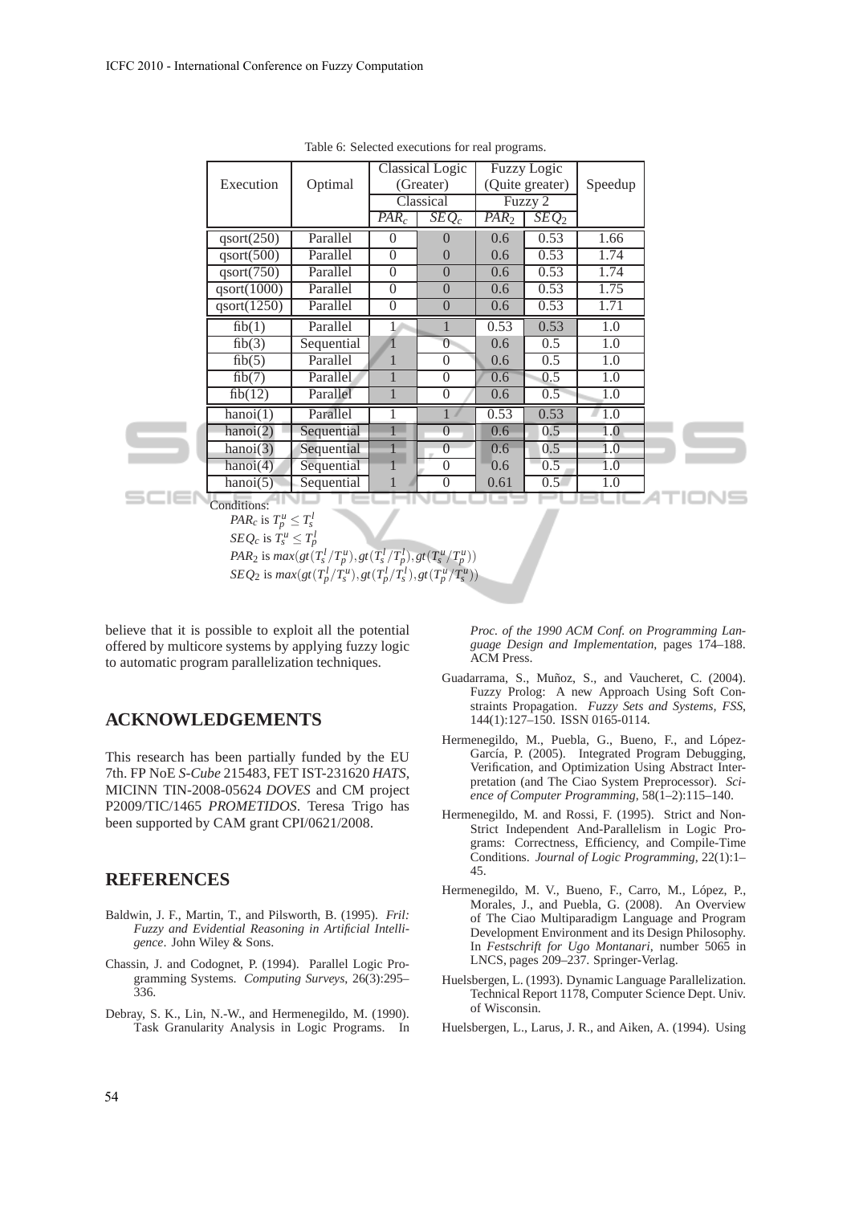Table 6: Selected executions for real programs.

| Execution | Optimal | Classical Logic (Greater) | | Fuzzy Logic (Quite greater) | | Speedup |
|---|---|---|---|---|---|---|
| | | Classical | | Fuzzy 2 | | |
| | | $PAR_c$ | $SEQ_c$ | $PAR_2$ | $SEQ_2$ | |
| qsort(250) | Parallel | 0 | 0 | 0.6 | 0.53 | 1.66 |
| qsort(500) | Parallel | 0 | 0 | 0.6 | 0.53 | 1.74 |
| qsort(750) | Parallel | 0 | 0 | 0.6 | 0.53 | 1.74 |
| qsort(1000) | Parallel | 0 | 0 | 0.6 | 0.53 | 1.75 |
| qsort(1250) | Parallel | 0 | 0 | 0.6 | 0.53 | 1.71 |
| fib(1) | Parallel | 1 | 1 | 0.53 | 0.53 | 1.0 |
| fib(3) | Sequential | 1 | 0 | 0.6 | 0.5 | 1.0 |
| fib(5) | Parallel | 1 | 0 | 0.6 | 0.5 | 1.0 |
| fib(7) | Parallel | 1 | 0 | 0.6 | 0.5 | 1.0 |
| fib(12) | Parallel | 1 | 0 | 0.6 | 0.5 | 1.0 |
| hanoi(1) | Parallel | 1 | 1 | 0.53 | 0.53 | 1.0 |
| hanoi(2) | Sequential | 1 | 0 | 0.6 | 0.5 | 1.0 |
| hanoi(3) | Sequential | 1 | 0 | 0.6 | 0.5 | 1.0 |
| hanoi(4) | Sequential | 1 | 0 | 0.6 | 0.5 | 1.0 |
| hanoi(5) | Sequential | 1 | 0 | 0.61 | 0.5 | 1.0 |

Conditions:
$PAR_c$ is $T_p^u \leq T_s^l$
$SEQ_c$ is $T_s^u \leq T_p^l$
$PAR_2$ is $max(gt(T_s^l/T_p^u), gt(T_s^l/T_p^l), gt(T_s^u/T_p^u))$
$SEQ_2$ is $max(gt(T_p^l/T_s^u), gt(T_p^l/T_s^l), gt(T_p^u/T_s^u))$

believe that it is possible to exploit all the potential offered by multicore systems by applying fuzzy logic to automatic program parallelization techniques.

## ACKNOWLEDGEMENTS

This research has been partially funded by the EU 7th. FP NoE *S-Cube* 215483, FET IST-231620 *HATS*, MICINN TIN-2008-05624 *DOVES* and CM project P2009/TIC/1465 *PROMETIDOS*. Teresa Trigo has been supported by CAM grant CPI/0621/2008.

## REFERENCES

Baldwin, J. F., Martin, T., and Pilsworth, B. (1995). *Fril: Fuzzy and Evidential Reasoning in Artificial Intelligence*. John Wiley & Sons.

Chassin, J. and Codognet, P. (1994). Parallel Logic Programming Systems. *Computing Surveys*, 26(3):295–336.

Debray, S. K., Lin, N.-W., and Hermenegildo, M. (1990). Task Granularity Analysis in Logic Programs. In *Proc. of the 1990 ACM Conf. on Programming Language Design and Implementation*, pages 174–188. ACM Press.

Guadarrama, S., Muñoz, S., and Vaucheret, C. (2004). Fuzzy Prolog: A new Approach Using Soft Constraints Propagation. *Fuzzy Sets and Systems, FSS*, 144(1):127–150. ISSN 0165-0114.

Hermenegildo, M., Puebla, G., Bueno, F., and López-García, P. (2005). Integrated Program Debugging, Verification, and Optimization Using Abstract Interpretation (and The Ciao System Preprocessor). *Science of Computer Programming*, 58(1–2):115–140.

Hermenegildo, M. and Rossi, F. (1995). Strict and Non-Strict Independent And-Parallelism in Logic Programs: Correctness, Efficiency, and Compile-Time Conditions. *Journal of Logic Programming*, 22(1):1–45.

Hermenegildo, M. V., Bueno, F., Carro, M., López, P., Morales, J., and Puebla, G. (2008). An Overview of The Ciao Multiparadigm Language and Program Development Environment and its Design Philosophy. In *Festschrift for Ugo Montanari*, number 5065 in LNCS, pages 209–237. Springer-Verlag.

Huelsbergen, L. (1993). Dynamic Language Parallelization. Technical Report 1178, Computer Science Dept. Univ. of Wisconsin.

Huelsbergen, L., Larus, J. R., and Aiken, A. (1994). Using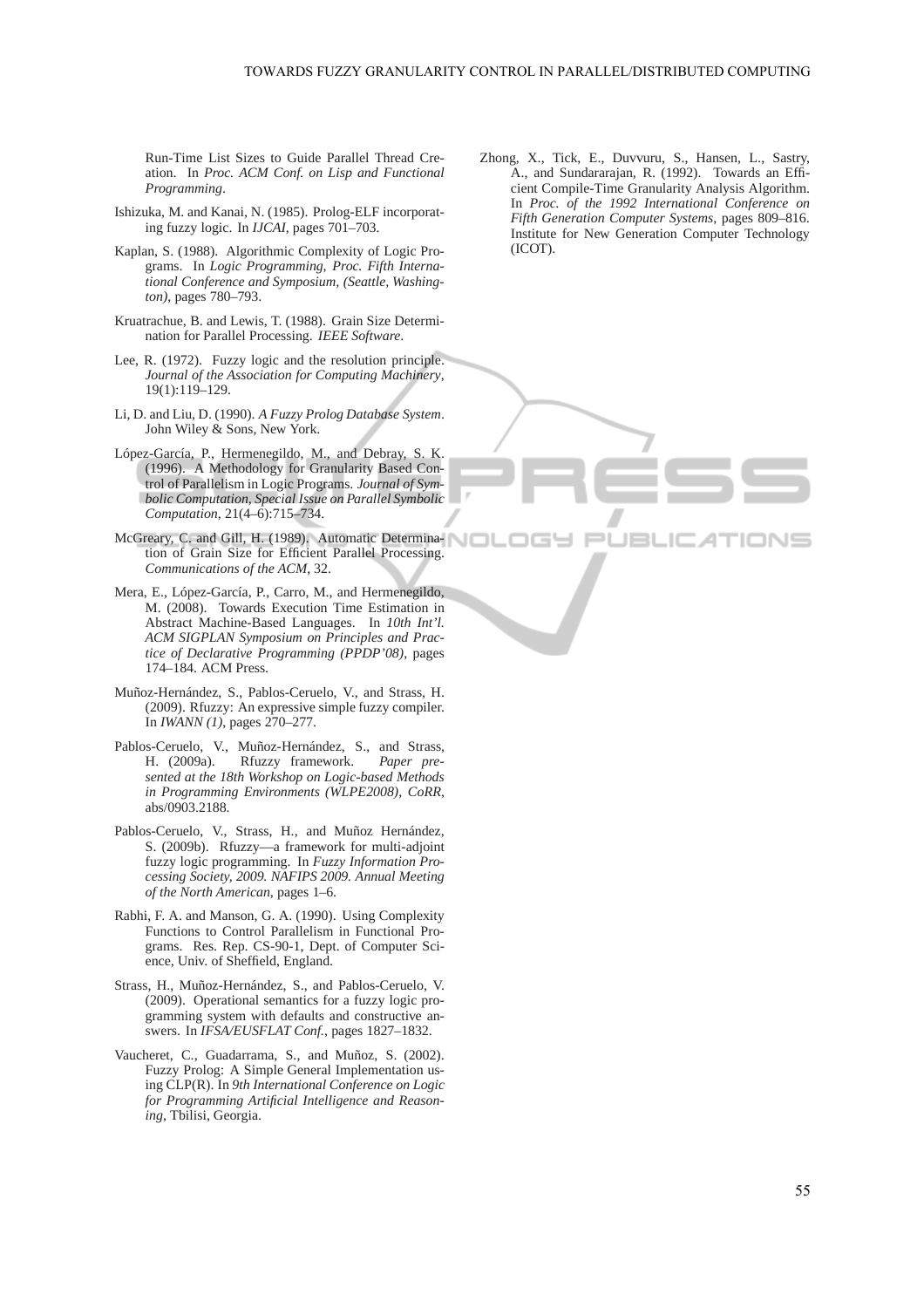Run-Time List Sizes to Guide Parallel Thread Creation. In *Proc. ACM Conf. on Lisp and Functional Programming*.

Ishizuka, M. and Kanai, N. (1985). Prolog-ELF incorporating fuzzy logic. In *IJCAI*, pages 701–703.

Kaplan, S. (1988). Algorithmic Complexity of Logic Programs. In *Logic Programming, Proc. Fifth International Conference and Symposium, (Seattle, Washington)*, pages 780–793.

Kruatrachue, B. and Lewis, T. (1988). Grain Size Determination for Parallel Processing. *IEEE Software*.

Lee, R. (1972). Fuzzy logic and the resolution principle. *Journal of the Association for Computing Machinery*, 19(1):119–129.

Li, D. and Liu, D. (1990). *A Fuzzy Prolog Database System*. John Wiley & Sons, New York.

López-García, P., Hermenegildo, M., and Debray, S. K. (1996). A Methodology for Granularity Based Control of Parallelism in Logic Programs. *Journal of Symbolic Computation, Special Issue on Parallel Symbolic Computation*, 21(4–6):715–734.

McGreary, C. and Gill, H. (1989). Automatic Determination of Grain Size for Efficient Parallel Processing. *Communications of the ACM*, 32.

Mera, E., López-García, P., Carro, M., and Hermenegildo, M. (2008). Towards Execution Time Estimation in Abstract Machine-Based Languages. In *10th Int'l. ACM SIGPLAN Symposium on Principles and Practice of Declarative Programming (PPDP'08)*, pages 174–184. ACM Press.

Muñoz-Hernández, S., Pablos-Ceruelo, V., and Strass, H. (2009). Rfuzzy: An expressive simple fuzzy compiler. In *IWANN (1)*, pages 270–277.

Pablos-Ceruelo, V., Muñoz-Hernández, S., and Strass, H. (2009a). Rfuzzy framework. *Paper presented at the 18th Workshop on Logic-based Methods in Programming Environments (WLPE2008), CoRR*, abs/0903.2188.

Pablos-Ceruelo, V., Strass, H., and Muñoz Hernández, S. (2009b). Rfuzzy—a framework for multi-adjoint fuzzy logic programming. In *Fuzzy Information Processing Society, 2009. NAFIPS 2009. Annual Meeting of the North American*, pages 1–6.

Rabhi, F. A. and Manson, G. A. (1990). Using Complexity Functions to Control Parallelism in Functional Programs. Res. Rep. CS-90-1, Dept. of Computer Science, Univ. of Sheffield, England.

Strass, H., Muñoz-Hernández, S., and Pablos-Ceruelo, V. (2009). Operational semantics for a fuzzy logic programming system with defaults and constructive answers. In *IFSA/EUSFLAT Conf.*, pages 1827–1832.

Vaucheret, C., Guadarrama, S., and Muñoz, S. (2002). Fuzzy Prolog: A Simple General Implementation using CLP(R). In *9th International Conference on Logic for Programming Artificial Intelligence and Reasoning*, Tbilisi, Georgia.

Zhong, X., Tick, E., Duvvuru, S., Hansen, L., Sastry, A., and Sundararajan, R. (1992). Towards an Efficient Compile-Time Granularity Analysis Algorithm. In *Proc. of the 1992 International Conference on Fifth Generation Computer Systems*, pages 809–816. Institute for New Generation Computer Technology (ICOT).